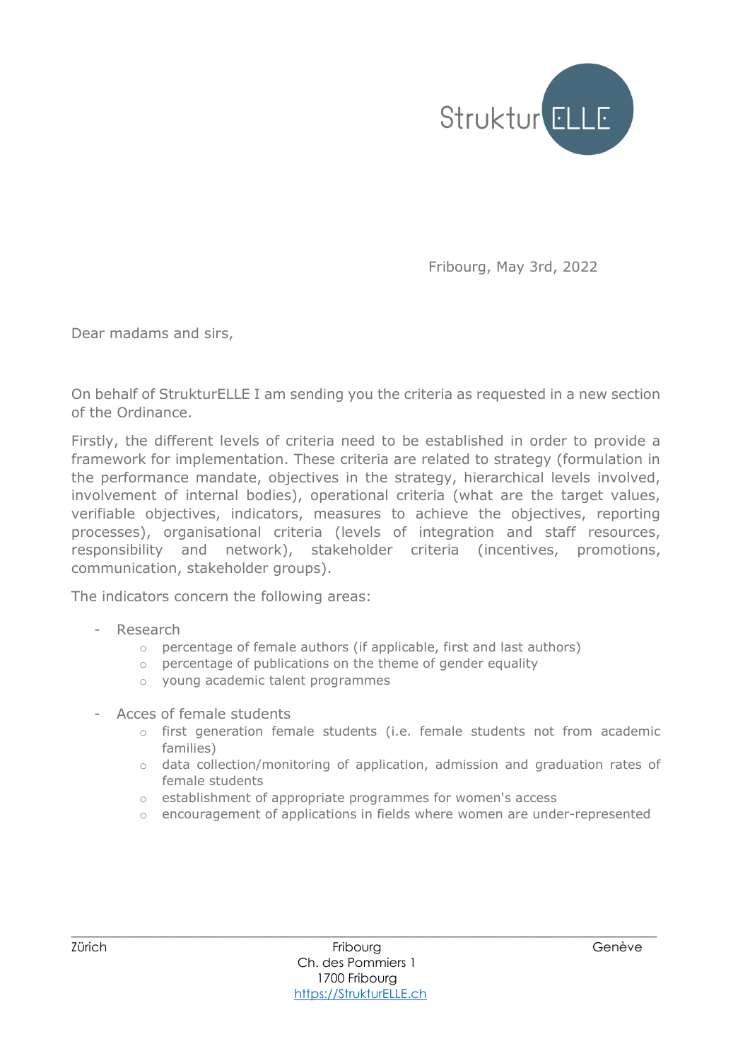StrukturELLE

Fribourg, May 3rd, 2022

Dear madams and sirs,

On behalf of StrukturELLE I am sending you the criteria as requested in a new section of the Ordinance.

Firstly, the different levels of criteria need to be established in order to provide a framework for implementation. These criteria are related to strategy (formulation in the performance mandate, objectives in the strategy, hierarchical levels involved, involvement of internal bodies), operational criteria (what are the target values, verifiable objectives, indicators, measures to achieve the objectives, reporting processes), organisational criteria (levels of integration and staff resources, responsibility and network), stakeholder criteria (incentives, promotions, communication, stakeholder groups).

The indicators concern the following areas:

- Research
  - percentage of female authors (if applicable, first and last authors)
  - percentage of publications on the theme of gender equality
  - young academic talent programmes

- Acces of female students
  - first generation female students (i.e. female students not from academic families)
  - data collection/monitoring of application, admission and graduation rates of female students
  - establishment of appropriate programmes for women's access
  - encouragement of applications in fields where women are under-represented

Zürich | Fribourg, Ch. des Pommiers 1, 1700 Fribourg, https://StrukturELLE.ch | Genève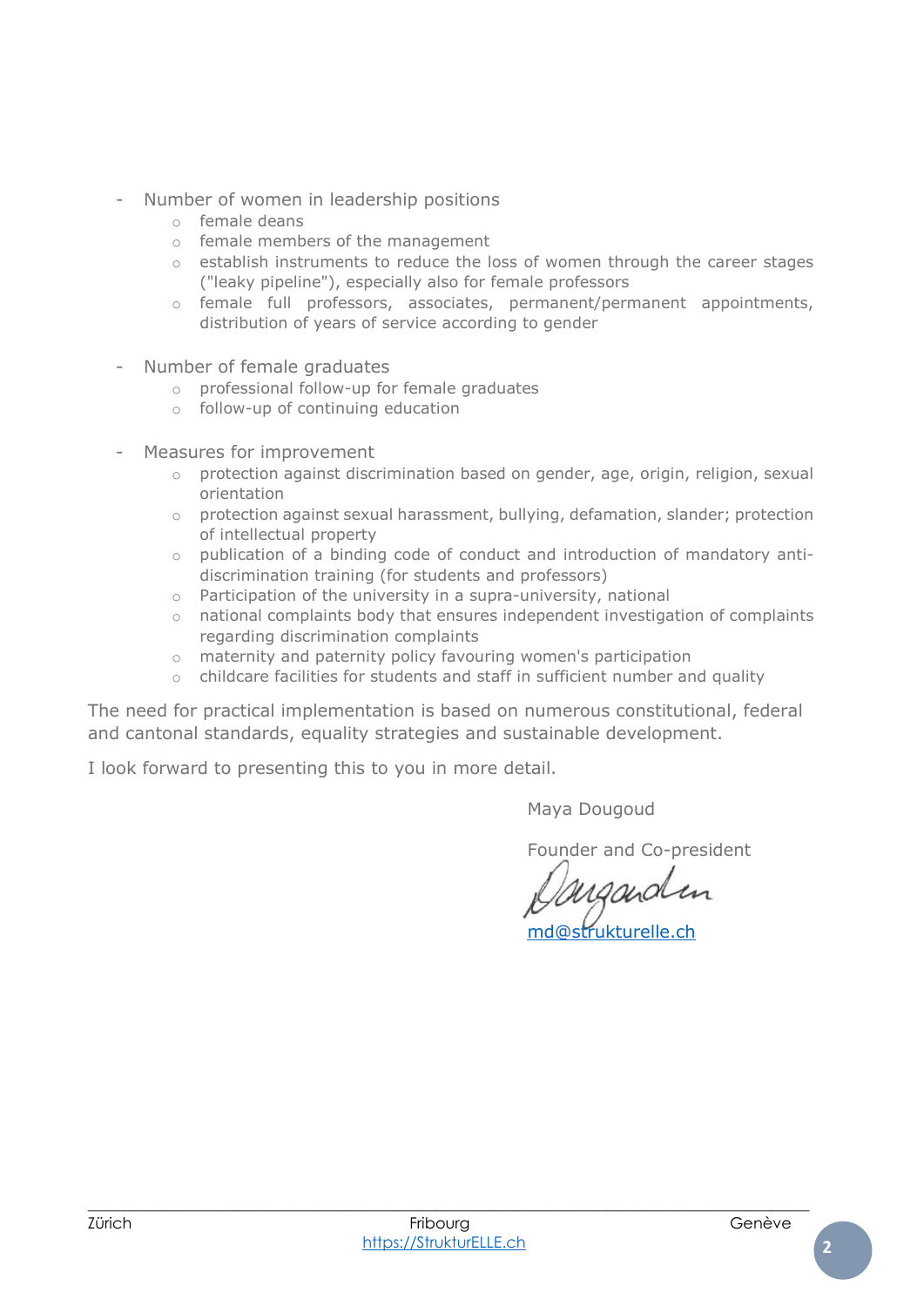- Number of women in leadership positions
  - female deans
  - female members of the management
  - establish instruments to reduce the loss of women through the career stages ("leaky pipeline"), especially also for female professors
  - female full professors, associates, permanent/permanent appointments, distribution of years of service according to gender

- Number of female graduates
  - professional follow-up for female graduates
  - follow-up of continuing education

- Measures for improvement
  - protection against discrimination based on gender, age, origin, religion, sexual orientation
  - protection against sexual harassment, bullying, defamation, slander; protection of intellectual property
  - publication of a binding code of conduct and introduction of mandatory anti-discrimination training (for students and professors)
  - Participation of the university in a supra-university, national
  - national complaints body that ensures independent investigation of complaints regarding discrimination complaints
  - maternity and paternity policy favouring women's participation
  - childcare facilities for students and staff in sufficient number and quality

The need for practical implementation is based on numerous constitutional, federal and cantonal standards, equality strategies and sustainable development.

I look forward to presenting this to you in more detail.

Maya Dougoud

Founder and Co-president

Dougoud

md@strukturelle.ch

Zürich | Fribourg | Genève

https://StrukturELLE.ch